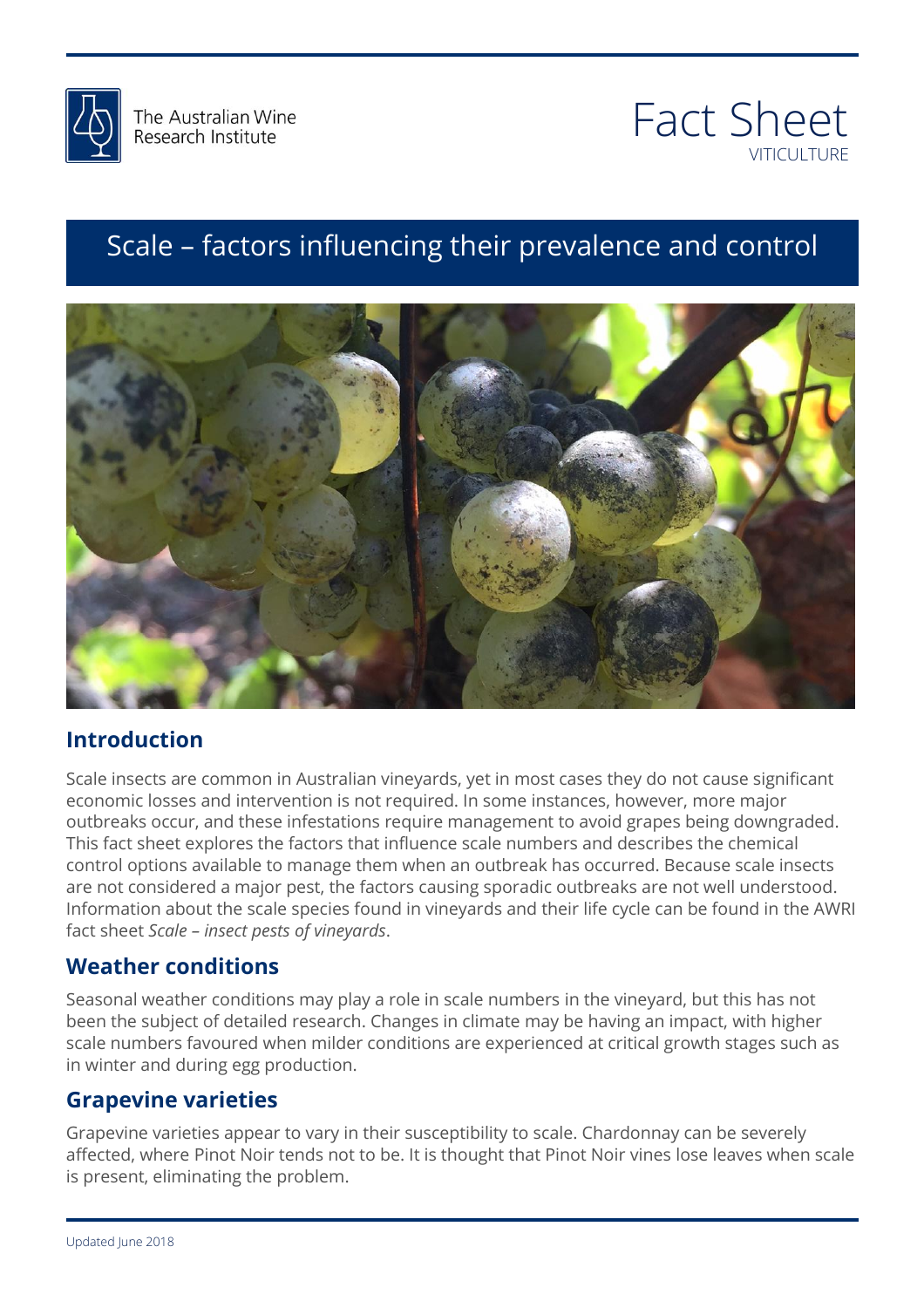The Australian Wine Research Institute

# Fact Sheet
VITICULTURE

# Scale – factors influencing their prevalence and control

## Introduction

Scale insects are common in Australian vineyards, yet in most cases they do not cause significant economic losses and intervention is not required. In some instances, however, more major outbreaks occur, and these infestations require management to avoid grapes being downgraded. This fact sheet explores the factors that influence scale numbers and describes the chemical control options available to manage them when an outbreak has occurred. Because scale insects are not considered a major pest, the factors causing sporadic outbreaks are not well understood. Information about the scale species found in vineyards and their life cycle can be found in the AWRI fact sheet *Scale – insect pests of vineyards*.

## Weather conditions

Seasonal weather conditions may play a role in scale numbers in the vineyard, but this has not been the subject of detailed research. Changes in climate may be having an impact, with higher scale numbers favoured when milder conditions are experienced at critical growth stages such as in winter and during egg production.

## Grapevine varieties

Grapevine varieties appear to vary in their susceptibility to scale. Chardonnay can be severely affected, where Pinot Noir tends not to be. It is thought that Pinot Noir vines lose leaves when scale is present, eliminating the problem.

Updated June 2018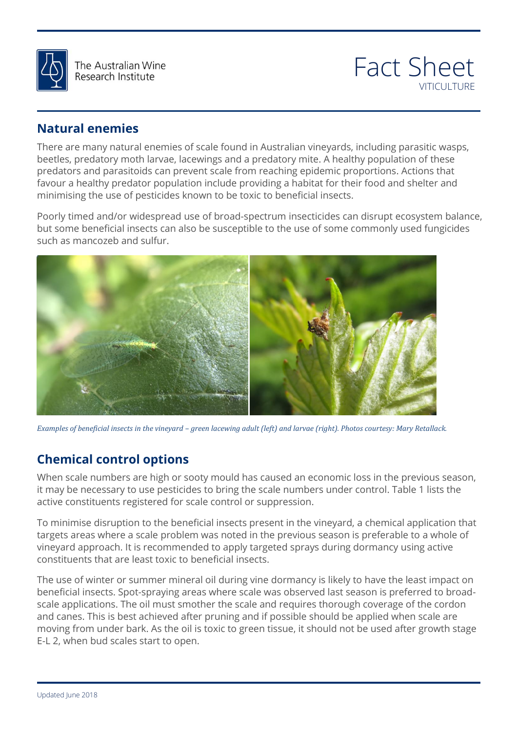## Natural enemies

There are many natural enemies of scale found in Australian vineyards, including parasitic wasps, beetles, predatory moth larvae, lacewings and a predatory mite. A healthy population of these predators and parasitoids can prevent scale from reaching epidemic proportions. Actions that favour a healthy predator population include providing a habitat for their food and shelter and minimising the use of pesticides known to be toxic to beneficial insects.

Poorly timed and/or widespread use of broad-spectrum insecticides can disrupt ecosystem balance, but some beneficial insects can also be susceptible to the use of some commonly used fungicides such as mancozeb and sulfur.

*Examples of beneficial insects in the vineyard – green lacewing adult (left) and larvae (right). Photos courtesy: Mary Retallack.*

## Chemical control options

When scale numbers are high or sooty mould has caused an economic loss in the previous season, it may be necessary to use pesticides to bring the scale numbers under control. Table 1 lists the active constituents registered for scale control or suppression.

To minimise disruption to the beneficial insects present in the vineyard, a chemical application that targets areas where a scale problem was noted in the previous season is preferable to a whole of vineyard approach. It is recommended to apply targeted sprays during dormancy using active constituents that are least toxic to beneficial insects.

The use of winter or summer mineral oil during vine dormancy is likely to have the least impact on beneficial insects. Spot-spraying areas where scale was observed last season is preferred to broad-scale applications. The oil must smother the scale and requires thorough coverage of the cordon and canes. This is best achieved after pruning and if possible should be applied when scale are moving from under bark. As the oil is toxic to green tissue, it should not be used after growth stage E-L 2, when bud scales start to open.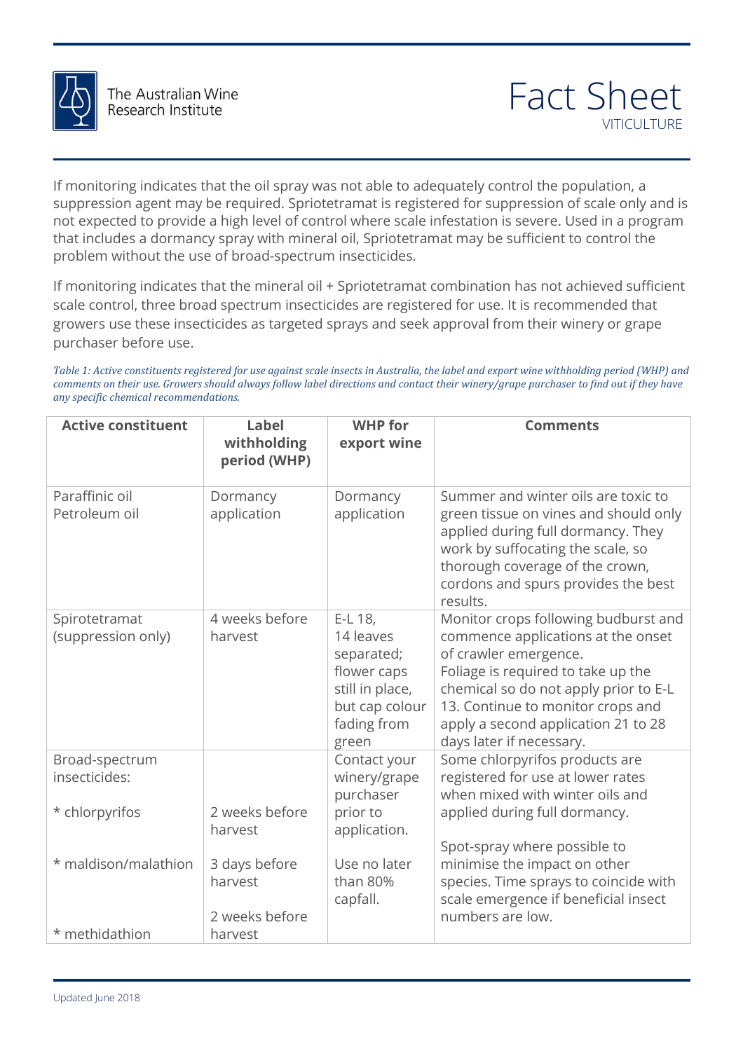If monitoring indicates that the oil spray was not able to adequately control the population, a suppression agent may be required. Spriotetramat is registered for suppression of scale only and is not expected to provide a high level of control where scale infestation is severe. Used in a program that includes a dormancy spray with mineral oil, Spriotetramat may be sufficient to control the problem without the use of broad-spectrum insecticides.

If monitoring indicates that the mineral oil + Spriotetramat combination has not achieved sufficient scale control, three broad spectrum insecticides are registered for use. It is recommended that growers use these insecticides as targeted sprays and seek approval from their winery or grape purchaser before use.

*Table 1: Active constituents registered for use against scale insects in Australia, the label and export wine withholding period (WHP) and comments on their use. Growers should always follow label directions and contact their winery/grape purchaser to find out if they have any specific chemical recommendations.*

| Active constituent | Label withholding period (WHP) | WHP for export wine | Comments |
|---|---|---|---|
| Paraffinic oil<br>Petroleum oil | Dormancy application | Dormancy application | Summer and winter oils are toxic to green tissue on vines and should only applied during full dormancy. They work by suffocating the scale, so thorough coverage of the crown, cordons and spurs provides the best results. |
| Spirotetramat (suppression only) | 4 weeks before harvest | E-L 18, 14 leaves separated; flower caps still in place, but cap colour fading from green | Monitor crops following budburst and commence applications at the onset of crawler emergence.<br>Foliage is required to take up the chemical so do not apply prior to E-L 13. Continue to monitor crops and apply a second application 21 to 28 days later if necessary. |
| Broad-spectrum insecticides:<br><br>* chlorpyrifos<br><br>* maldison/malathion<br><br>* methidathion | <br><br>2 weeks before harvest<br><br>3 days before harvest<br><br>2 weeks before harvest | Contact your winery/grape purchaser prior to application.<br><br>Use no later than 80% capfall. | Some chlorpyrifos products are registered for use at lower rates when mixed with winter oils and applied during full dormancy.<br><br>Spot-spray where possible to minimise the impact on other species. Time sprays to coincide with scale emergence if beneficial insect numbers are low. |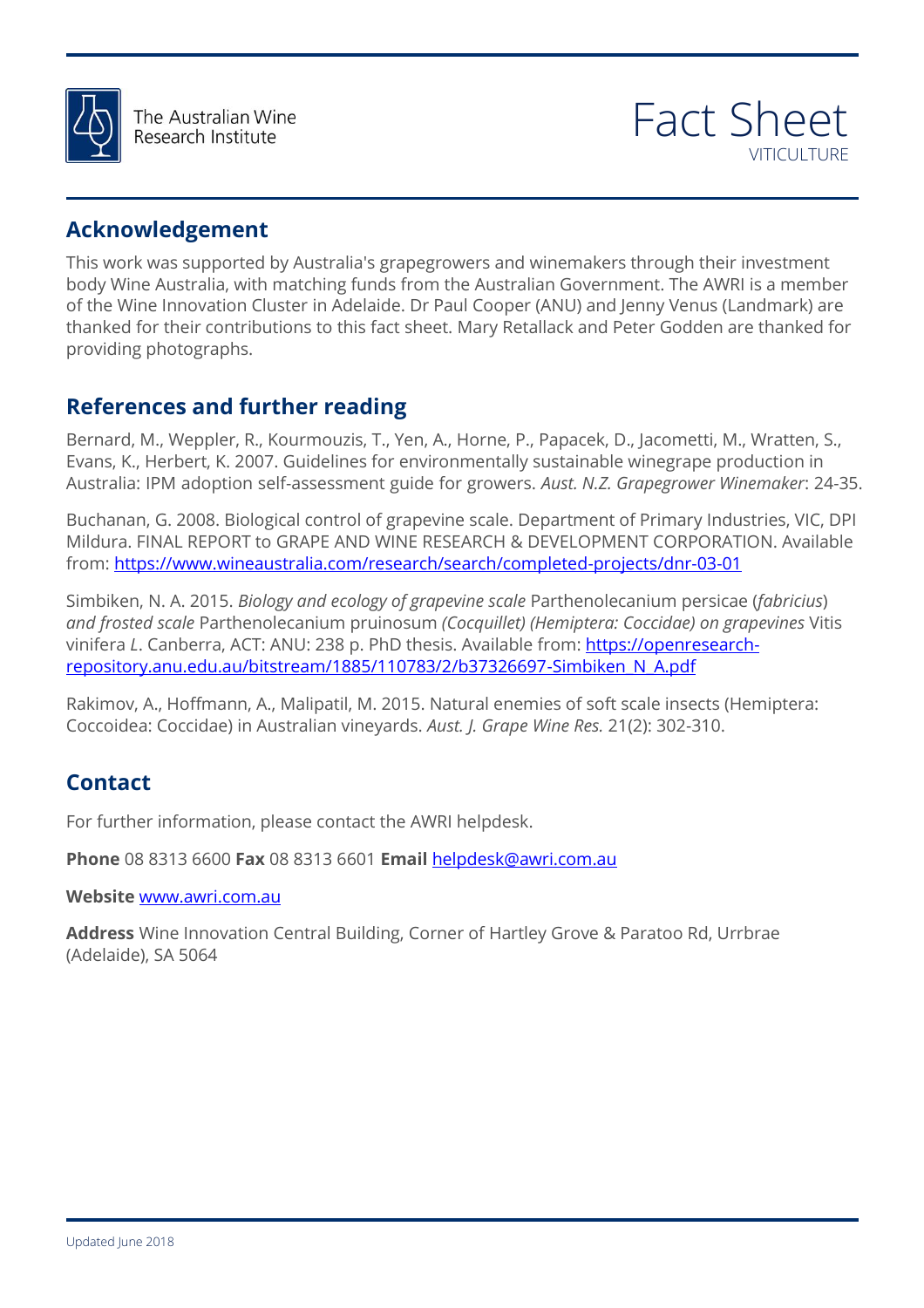## Acknowledgement

This work was supported by Australia's grapegrowers and winemakers through their investment body Wine Australia, with matching funds from the Australian Government. The AWRI is a member of the Wine Innovation Cluster in Adelaide. Dr Paul Cooper (ANU) and Jenny Venus (Landmark) are thanked for their contributions to this fact sheet. Mary Retallack and Peter Godden are thanked for providing photographs.

## References and further reading

Bernard, M., Weppler, R., Kourmouzis, T., Yen, A., Horne, P., Papacek, D., Jacometti, M., Wratten, S., Evans, K., Herbert, K. 2007. Guidelines for environmentally sustainable winegrape production in Australia: IPM adoption self-assessment guide for growers. *Aust. N.Z. Grapegrower Winemaker*: 24-35.

Buchanan, G. 2008. Biological control of grapevine scale. Department of Primary Industries, VIC, DPI Mildura. FINAL REPORT to GRAPE AND WINE RESEARCH & DEVELOPMENT CORPORATION. Available from: https://www.wineaustralia.com/research/search/completed-projects/dnr-03-01

Simbiken, N. A. 2015. *Biology and ecology of grapevine scale* Parthenolecanium persicae (*fabricius*) *and frosted scale* Parthenolecanium pruinosum *(Cocquillet) (Hemiptera: Coccidae) on grapevines* Vitis vinifera *L*. Canberra, ACT: ANU: 238 p. PhD thesis. Available from: https://openresearch-repository.anu.edu.au/bitstream/1885/110783/2/b37326697-Simbiken_N_A.pdf

Rakimov, A., Hoffmann, A., Malipatil, M. 2015. Natural enemies of soft scale insects (Hemiptera: Coccoidea: Coccidae) in Australian vineyards. *Aust. J. Grape Wine Res.* 21(2): 302-310.

## Contact

For further information, please contact the AWRI helpdesk.

**Phone** 08 8313 6600 **Fax** 08 8313 6601 **Email** helpdesk@awri.com.au

**Website** www.awri.com.au

**Address** Wine Innovation Central Building, Corner of Hartley Grove & Paratoo Rd, Urrbrae (Adelaide), SA 5064

Updated June 2018